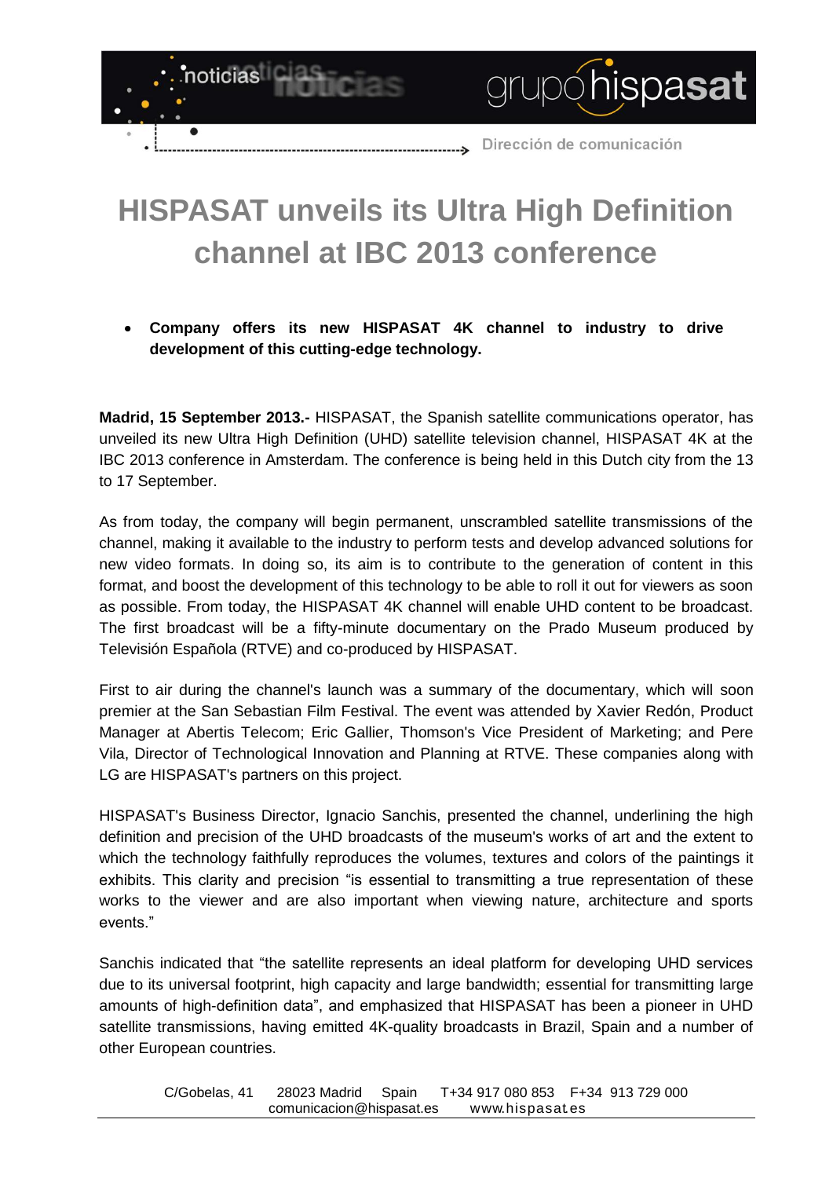# HISPASAT unveils its Ultra High Definition channel at IBC 2013 conference

- **Company offers its new HISPASAT 4K channel to industry to drive development of this cutting-edge technology.**

**Madrid, 15 September 2013.-** HISPASAT, the Spanish satellite communications operator, has unveiled its new Ultra High Definition (UHD) satellite television channel, HISPASAT 4K at the IBC 2013 conference in Amsterdam. The conference is being held in this Dutch city from the 13 to 17 September.

As from today, the company will begin permanent, unscrambled satellite transmissions of the channel, making it available to the industry to perform tests and develop advanced solutions for new video formats. In doing so, its aim is to contribute to the generation of content in this format, and boost the development of this technology to be able to roll it out for viewers as soon as possible. From today, the HISPASAT 4K channel will enable UHD content to be broadcast. The first broadcast will be a fifty-minute documentary on the Prado Museum produced by Televisión Española (RTVE) and co-produced by HISPASAT.

First to air during the channel's launch was a summary of the documentary, which will soon premier at the San Sebastian Film Festival. The event was attended by Xavier Redón, Product Manager at Abertis Telecom; Eric Gallier, Thomson's Vice President of Marketing; and Pere Vila, Director of Technological Innovation and Planning at RTVE. These companies along with LG are HISPASAT's partners on this project.

HISPASAT's Business Director, Ignacio Sanchis, presented the channel, underlining the high definition and precision of the UHD broadcasts of the museum's works of art and the extent to which the technology faithfully reproduces the volumes, textures and colors of the paintings it exhibits. This clarity and precision "is essential to transmitting a true representation of these works to the viewer and are also important when viewing nature, architecture and sports events."

Sanchis indicated that "the satellite represents an ideal platform for developing UHD services due to its universal footprint, high capacity and large bandwidth; essential for transmitting large amounts of high-definition data", and emphasized that HISPASAT has been a pioneer in UHD satellite transmissions, having emitted 4K-quality broadcasts in Brazil, Spain and a number of other European countries.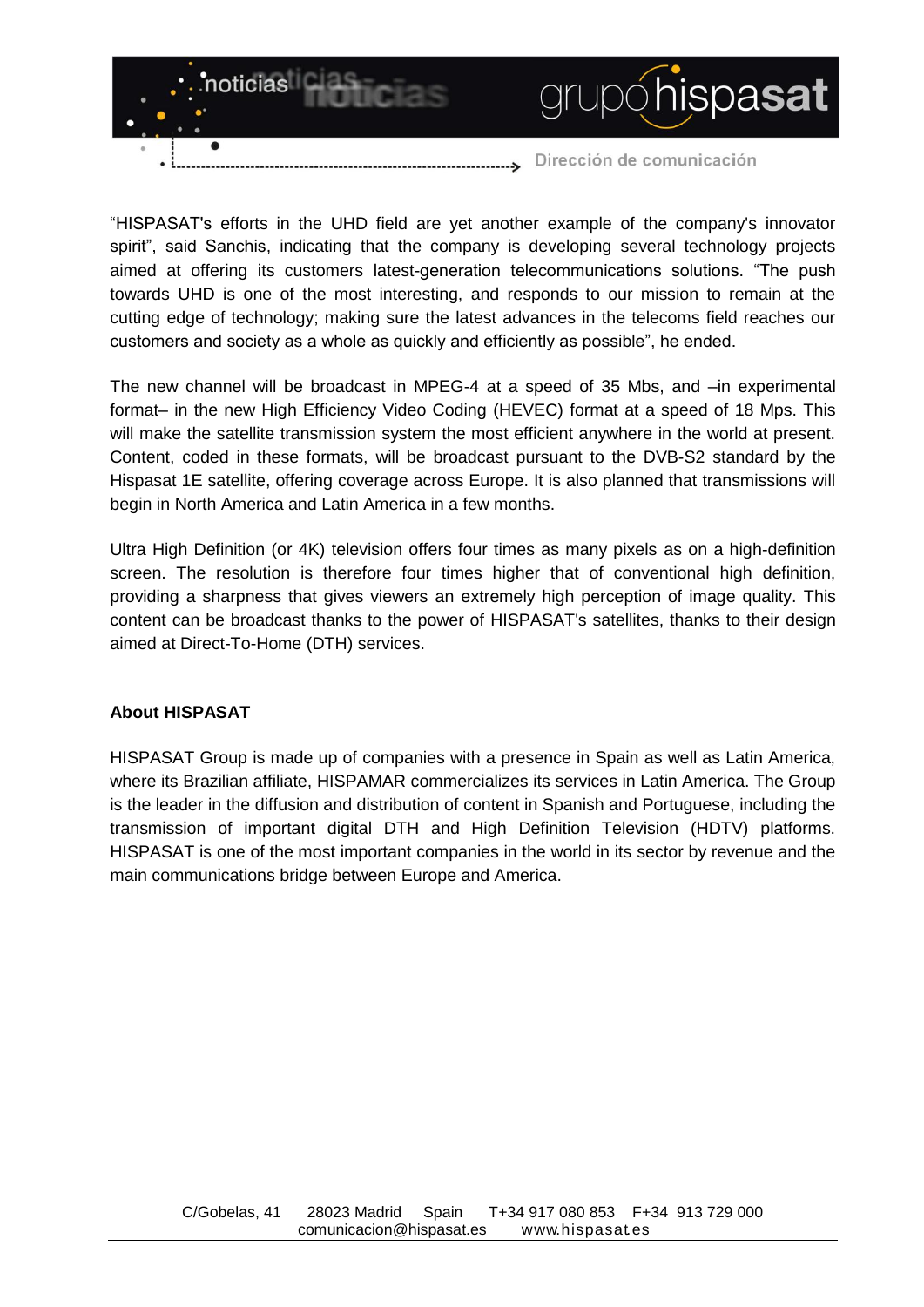"HISPASAT's efforts in the UHD field are yet another example of the company's innovator spirit", said Sanchis, indicating that the company is developing several technology projects aimed at offering its customers latest-generation telecommunications solutions. "The push towards UHD is one of the most interesting, and responds to our mission to remain at the cutting edge of technology; making sure the latest advances in the telecoms field reaches our customers and society as a whole as quickly and efficiently as possible", he ended.

The new channel will be broadcast in MPEG-4 at a speed of 35 Mbs, and –in experimental format– in the new High Efficiency Video Coding (HEVEC) format at a speed of 18 Mps. This will make the satellite transmission system the most efficient anywhere in the world at present. Content, coded in these formats, will be broadcast pursuant to the DVB-S2 standard by the Hispasat 1E satellite, offering coverage across Europe. It is also planned that transmissions will begin in North America and Latin America in a few months.

Ultra High Definition (or 4K) television offers four times as many pixels as on a high-definition screen. The resolution is therefore four times higher that of conventional high definition, providing a sharpness that gives viewers an extremely high perception of image quality. This content can be broadcast thanks to the power of HISPASAT's satellites, thanks to their design aimed at Direct-To-Home (DTH) services.

**About HISPASAT**

HISPASAT Group is made up of companies with a presence in Spain as well as Latin America, where its Brazilian affiliate, HISPAMAR commercializes its services in Latin America. The Group is the leader in the diffusion and distribution of content in Spanish and Portuguese, including the transmission of important digital DTH and High Definition Television (HDTV) platforms. HISPASAT is one of the most important companies in the world in its sector by revenue and the main communications bridge between Europe and America.